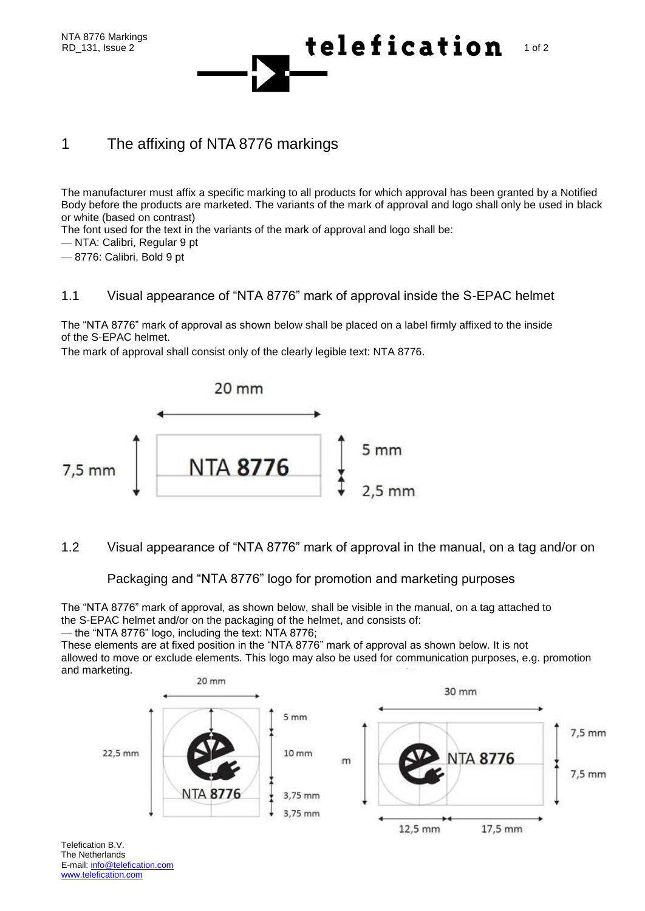# 1 The affixing of NTA 8776 markings

The manufacturer must affix a specific marking to all products for which approval has been granted by a Notified Body before the products are marketed. The variants of the mark of approval and logo shall only be used in black or white (based on contrast)

The font used for the text in the variants of the mark of approval and logo shall be:

— NTA: Calibri, Regular 9 pt

— 8776: Calibri, Bold 9 pt

## 1.1 Visual appearance of "NTA 8776" mark of approval inside the S-EPAC helmet

The "NTA 8776" mark of approval as shown below shall be placed on a label firmly affixed to the inside of the S-EPAC helmet.

The mark of approval shall consist only of the clearly legible text: NTA 8776.

20 mm

7,5 mm **NTA 8776** 5 mm 2,5 mm

## 1.2 Visual appearance of "NTA 8776" mark of approval in the manual, on a tag and/or on Packaging and "NTA 8776" logo for promotion and marketing purposes

The "NTA 8776" mark of approval, as shown below, shall be visible in the manual, on a tag attached to the S-EPAC helmet and/or on the packaging of the helmet, and consists of:

— the "NTA 8776" logo, including the text: NTA 8776;

These elements are at fixed position in the "NTA 8776" mark of approval as shown below. It is not allowed to move or exclude elements. This logo may also be used for communication purposes, e.g. promotion and marketing.

20 mm

22,5 mm NTA **8776** 5 mm 10 mm 3,75 mm 3,75 mm

30 mm

NTA **8776** 7,5 mm 7,5 mm

12,5 mm 17,5 mm

Telefication B.V.
The Netherlands
E-mail: info@telefication.com
www.telefication.com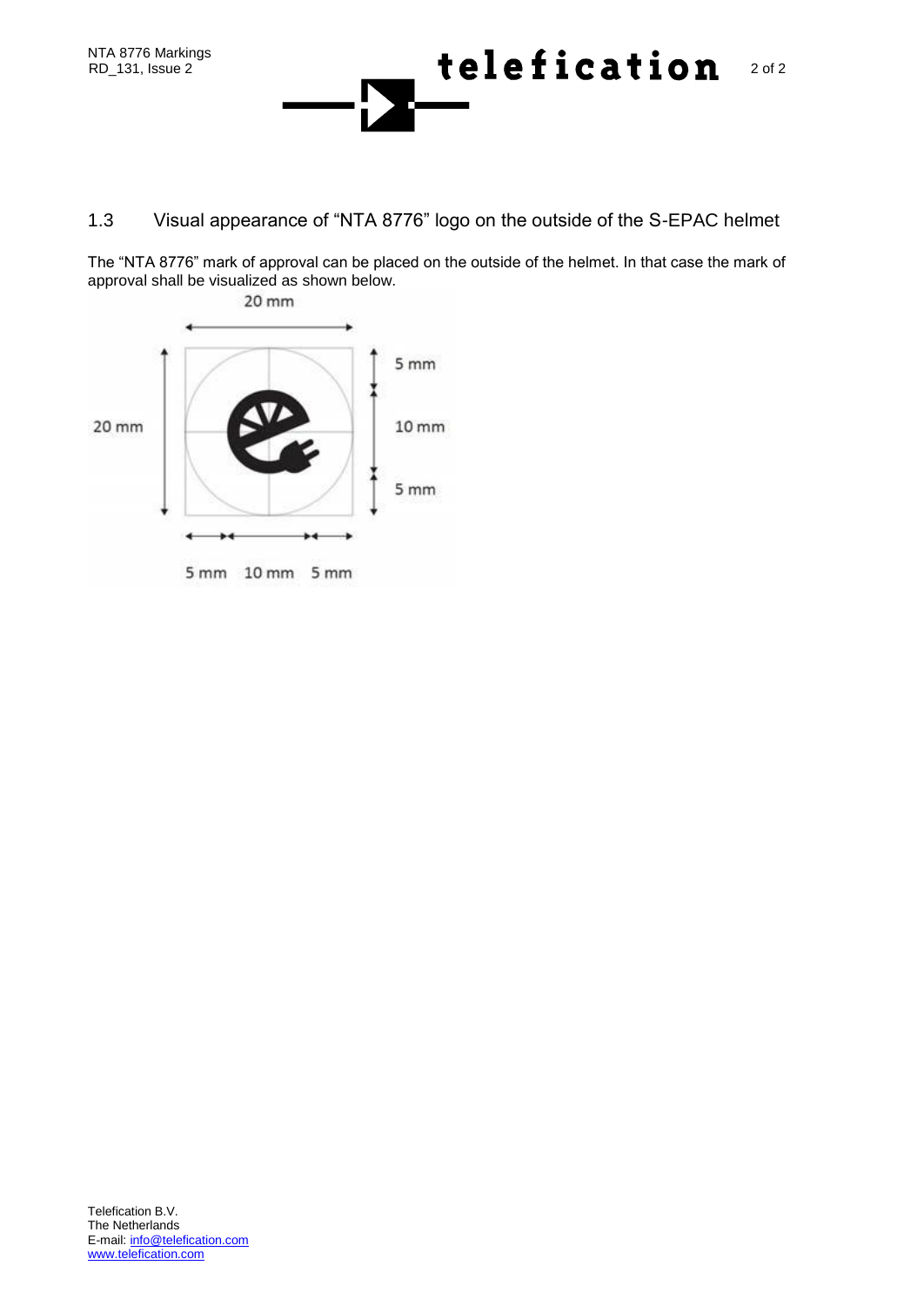## 1.3 Visual appearance of "NTA 8776" logo on the outside of the S-EPAC helmet

The "NTA 8776" mark of approval can be placed on the outside of the helmet. In that case the mark of approval shall be visualized as shown below.

20 mm

20 mm

5 mm

10 mm

5 mm

5 mm 10 mm 5 mm

Telefication B.V.
The Netherlands
E-mail: info@telefication.com
www.telefication.com